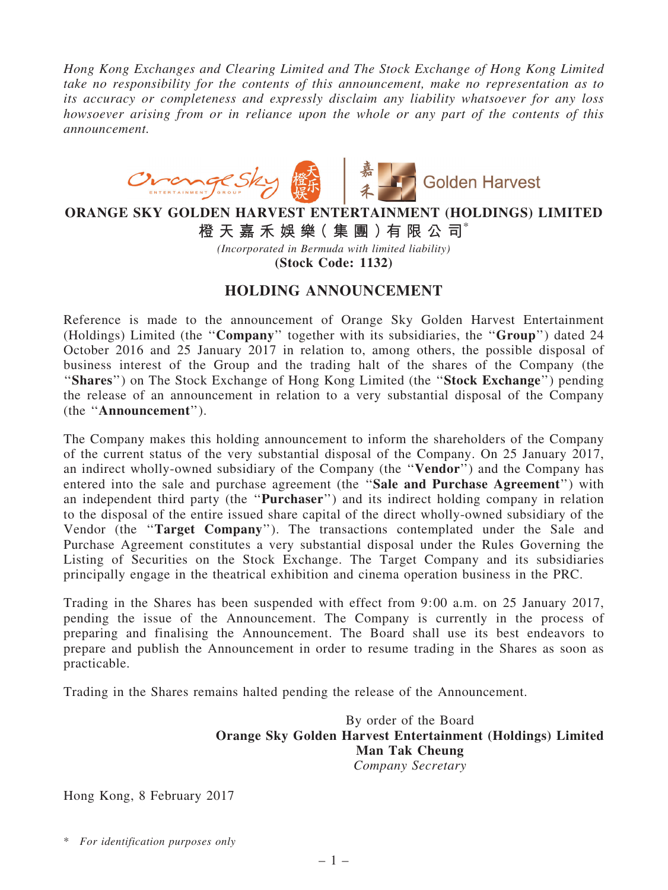*Hong Kong Exchanges and Clearing Limited and The Stock Exchange of Hong Kong Limited take no responsibility for the contents of this announcement, make no representation as to its accuracy or completeness and expressly disclaim any liability whatsoever for any loss howsoever arising from or in reliance upon the whole or any part of the contents of this announcement.*

**ORANGE SKY GOLDEN HARVEST ENTERTAINMENT (HOLDINGS) LIMITED**

**橙天嘉禾娛樂（集團）有限公司***

*(Incorporated in Bermuda with limited liability)*

**(Stock Code: 1132)**

## HOLDING ANNOUNCEMENT

Reference is made to the announcement of Orange Sky Golden Harvest Entertainment (Holdings) Limited (the "**Company**" together with its subsidiaries, the "**Group**") dated 24 October 2016 and 25 January 2017 in relation to, among others, the possible disposal of business interest of the Group and the trading halt of the shares of the Company (the "**Shares**") on The Stock Exchange of Hong Kong Limited (the "**Stock Exchange**") pending the release of an announcement in relation to a very substantial disposal of the Company (the "**Announcement**").

The Company makes this holding announcement to inform the shareholders of the Company of the current status of the very substantial disposal of the Company. On 25 January 2017, an indirect wholly-owned subsidiary of the Company (the "**Vendor**") and the Company has entered into the sale and purchase agreement (the "**Sale and Purchase Agreement**") with an independent third party (the "**Purchaser**") and its indirect holding company in relation to the disposal of the entire issued share capital of the direct wholly-owned subsidiary of the Vendor (the "**Target Company**"). The transactions contemplated under the Sale and Purchase Agreement constitutes a very substantial disposal under the Rules Governing the Listing of Securities on the Stock Exchange. The Target Company and its subsidiaries principally engage in the theatrical exhibition and cinema operation business in the PRC.

Trading in the Shares has been suspended with effect from 9:00 a.m. on 25 January 2017, pending the issue of the Announcement. The Company is currently in the process of preparing and finalising the Announcement. The Board shall use its best endeavors to prepare and publish the Announcement in order to resume trading in the Shares as soon as practicable.

Trading in the Shares remains halted pending the release of the Announcement.

By order of the Board
**Orange Sky Golden Harvest Entertainment (Holdings) Limited**
**Man Tak Cheung**
*Company Secretary*

Hong Kong, 8 February 2017

\* *For identification purposes only*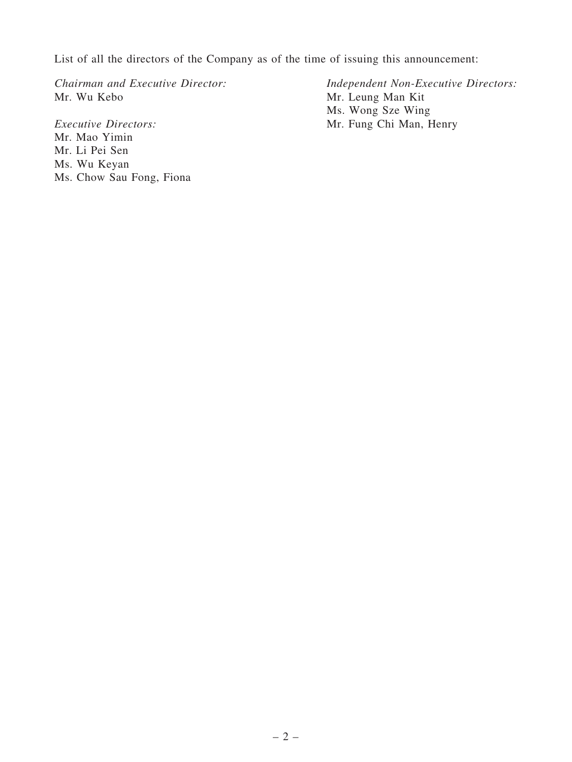List of all the directors of the Company as of the time of issuing this announcement:

*Chairman and Executive Director:*
Mr. Wu Kebo

*Executive Directors:*
Mr. Mao Yimin
Mr. Li Pei Sen
Ms. Wu Keyan
Ms. Chow Sau Fong, Fiona

*Independent Non-Executive Directors:*
Mr. Leung Man Kit
Ms. Wong Sze Wing
Mr. Fung Chi Man, Henry